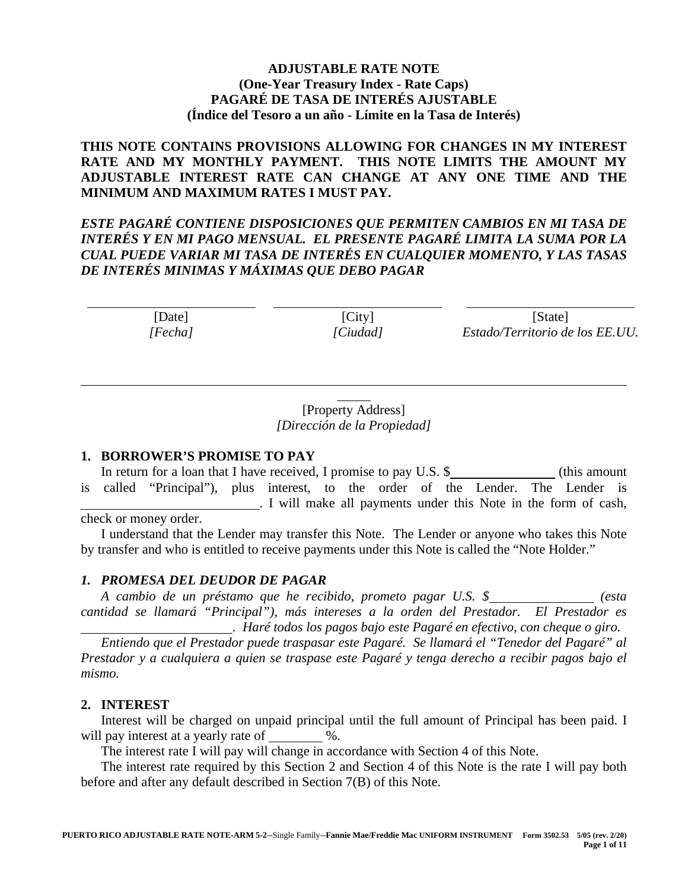# ADJUSTABLE RATE NOTE
## (One-Year Treasury Index - Rate Caps)
# PAGARÉ DE TASA DE INTERÉS AJUSTABLE
## (Índice del Tesoro a un año - Límite en la Tasa de Interés)

**THIS NOTE CONTAINS PROVISIONS ALLOWING FOR CHANGES IN MY INTEREST RATE AND MY MONTHLY PAYMENT. THIS NOTE LIMITS THE AMOUNT MY ADJUSTABLE INTEREST RATE CAN CHANGE AT ANY ONE TIME AND THE MINIMUM AND MAXIMUM RATES I MUST PAY.**

***ESTE PAGARÉ CONTIENE DISPOSICIONES QUE PERMITEN CAMBIOS EN MI TASA DE INTERÉS Y EN MI PAGO MENSUAL. EL PRESENTE PAGARÉ LIMITA LA SUMA POR LA CUAL PUEDE VARIAR MI TASA DE INTERÉS EN CUALQUIER MOMENTO, Y LAS TASAS DE INTERÉS MINIMAS Y MÁXIMAS QUE DEBO PAGAR***

| ______________________ | ______________________ | ______________________ |
|---|---|---|
| [Date] | [City] | [State] |
| *[Fecha]* | *[Ciudad]* | *Estado/Territorio de los EE.UU.* |

______________________________________________________________________

[Property Address]
*[Dirección de la Propiedad]*

## 1. BORROWER'S PROMISE TO PAY

In return for a loan that I have received, I promise to pay U.S. $______________ (this amount is called "Principal"), plus interest, to the order of the Lender. The Lender is ________________________. I will make all payments under this Note in the form of cash, check or money order.

I understand that the Lender may transfer this Note. The Lender or anyone who takes this Note by transfer and who is entitled to receive payments under this Note is called the "Note Holder."

## *1. PROMESA DEL DEUDOR DE PAGAR*

*A cambio de un préstamo que he recibido, prometo pagar U.S. $______________ (esta cantidad se llamará "Principal"), más intereses a la orden del Prestador. El Prestador es ______________________. Haré todos los pagos bajo este Pagaré en efectivo, con cheque o giro.*

*Entiendo que el Prestador puede traspasar este Pagaré. Se llamará el "Tenedor del Pagaré" al Prestador y a cualquiera a quien se traspase este Pagaré y tenga derecho a recibir pagos bajo el mismo.*

## 2. INTEREST

Interest will be charged on unpaid principal until the full amount of Principal has been paid. I will pay interest at a yearly rate of ________ %.

The interest rate I will pay will change in accordance with Section 4 of this Note.

The interest rate required by this Section 2 and Section 4 of this Note is the rate I will pay both before and after any default described in Section 7(B) of this Note.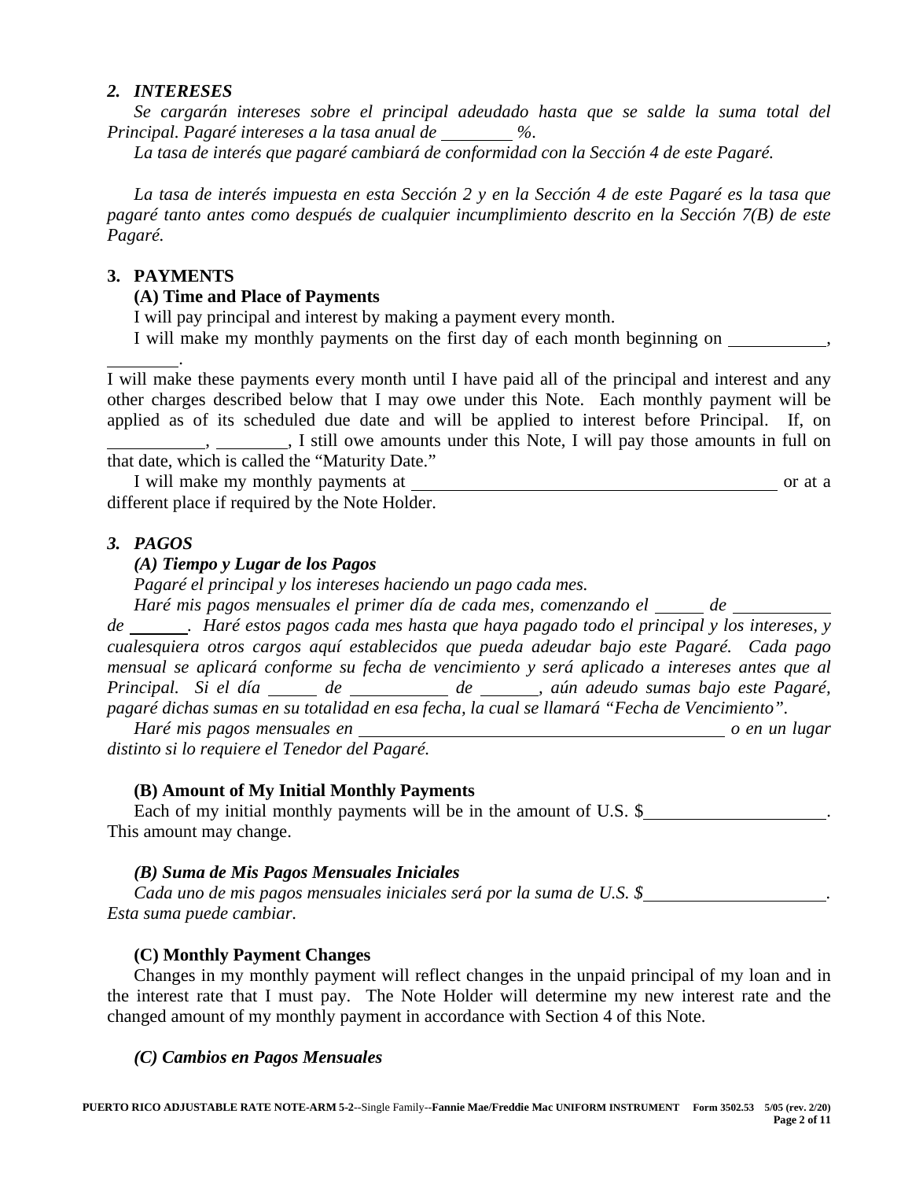### *2. INTERESES*

*Se cargarán intereses sobre el principal adeudado hasta que se salde la suma total del Principal. Pagaré intereses a la tasa anual de ________ %.*

*La tasa de interés que pagaré cambiará de conformidad con la Sección 4 de este Pagaré.*

*La tasa de interés impuesta en esta Sección 2 y en la Sección 4 de este Pagaré es la tasa que pagaré tanto antes como después de cualquier incumplimiento descrito en la Sección 7(B) de este Pagaré.*

### 3. PAYMENTS

**(A) Time and Place of Payments**

I will pay principal and interest by making a payment every month.

I will make my monthly payments on the first day of each month beginning on ___________, ________.

I will make these payments every month until I have paid all of the principal and interest and any other charges described below that I may owe under this Note. Each monthly payment will be applied as of its scheduled due date and will be applied to interest before Principal. If, on ___________, ________, I still owe amounts under this Note, I will pay those amounts in full on that date, which is called the "Maturity Date."

I will make my monthly payments at ___________________________________________ or at a different place if required by the Note Holder.

### *3. PAGOS*

***(A) Tiempo y Lugar de los Pagos***

*Pagaré el principal y los intereses haciendo un pago cada mes.*

*Haré mis pagos mensuales el primer día de cada mes, comenzando el _____ de ___________ de _______. Haré estos pagos cada mes hasta que haya pagado todo el principal y los intereses, y cualesquiera otros cargos aquí establecidos que pueda adeudar bajo este Pagaré. Cada pago mensual se aplicará conforme su fecha de vencimiento y será aplicado a intereses antes que al Principal. Si el día _____ de ___________ de _______, aún adeudo sumas bajo este Pagaré, pagaré dichas sumas en su totalidad en esa fecha, la cual se llamará "Fecha de Vencimiento".*

*Haré mis pagos mensuales en ___________________________________________ o en un lugar distinto si lo requiere el Tenedor del Pagaré.*

**(B) Amount of My Initial Monthly Payments**

Each of my initial monthly payments will be in the amount of U.S. $____________________. This amount may change.

***(B) Suma de Mis Pagos Mensuales Iniciales***

*Cada uno de mis pagos mensuales iniciales será por la suma de U.S. $____________________. Esta suma puede cambiar.*

**(C) Monthly Payment Changes**

Changes in my monthly payment will reflect changes in the unpaid principal of my loan and in the interest rate that I must pay. The Note Holder will determine my new interest rate and the changed amount of my monthly payment in accordance with Section 4 of this Note.

***(C) Cambios en Pagos Mensuales***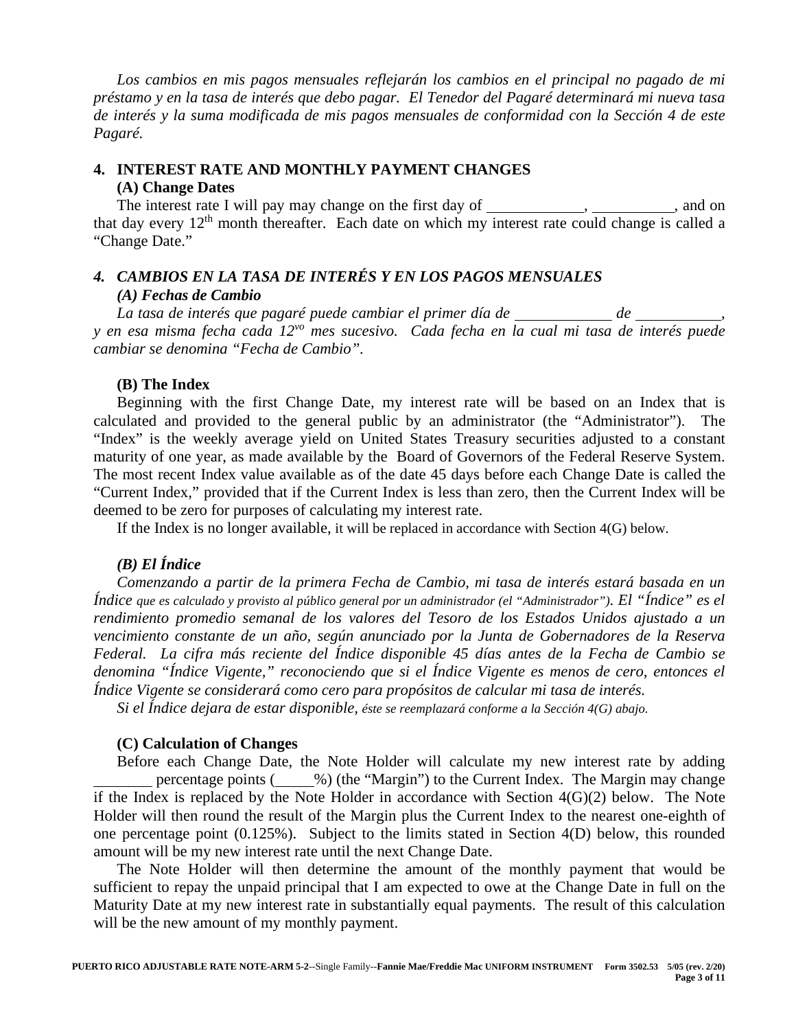*Los cambios en mis pagos mensuales reflejarán los cambios en el principal no pagado de mi préstamo y en la tasa de interés que debo pagar. El Tenedor del Pagaré determinará mi nueva tasa de interés y la suma modificada de mis pagos mensuales de conformidad con la Sección 4 de este Pagaré.*

## 4. INTEREST RATE AND MONTHLY PAYMENT CHANGES

### (A) Change Dates

The interest rate I will pay may change on the first day of ____________, __________, and on that day every 12th month thereafter. Each date on which my interest rate could change is called a "Change Date."

## *4. CAMBIOS EN LA TASA DE INTERÉS Y EN LOS PAGOS MENSUALES*

### *(A) Fechas de Cambio*

*La tasa de interés que pagaré puede cambiar el primer día de ____________ de __________, y en esa misma fecha cada 12vo mes sucesivo. Cada fecha en la cual mi tasa de interés puede cambiar se denomina "Fecha de Cambio".*

### (B) The Index

Beginning with the first Change Date, my interest rate will be based on an Index that is calculated and provided to the general public by an administrator (the "Administrator"). The "Index" is the weekly average yield on United States Treasury securities adjusted to a constant maturity of one year, as made available by the Board of Governors of the Federal Reserve System. The most recent Index value available as of the date 45 days before each Change Date is called the "Current Index," provided that if the Current Index is less than zero, then the Current Index will be deemed to be zero for purposes of calculating my interest rate.

If the Index is no longer available, it will be replaced in accordance with Section 4(G) below.

### *(B) El Índice*

*Comenzando a partir de la primera Fecha de Cambio, mi tasa de interés estará basada en un Índice que es calculado y provisto al público general por un administrador (el "Administrador"). El "Índice" es el rendimiento promedio semanal de los valores del Tesoro de los Estados Unidos ajustado a un vencimiento constante de un año, según anunciado por la Junta de Gobernadores de la Reserva Federal. La cifra más reciente del Índice disponible 45 días antes de la Fecha de Cambio se denomina "Índice Vigente," reconociendo que si el Índice Vigente es menos de cero, entonces el Índice Vigente se considerará como cero para propósitos de calcular mi tasa de interés.*

*Si el Índice dejara de estar disponible, éste se reemplazará conforme a la Sección 4(G) abajo.*

### (C) Calculation of Changes

Before each Change Date, the Note Holder will calculate my new interest rate by adding ________ percentage points (_____%) (the "Margin") to the Current Index. The Margin may change if the Index is replaced by the Note Holder in accordance with Section 4(G)(2) below. The Note Holder will then round the result of the Margin plus the Current Index to the nearest one-eighth of one percentage point (0.125%). Subject to the limits stated in Section 4(D) below, this rounded amount will be my new interest rate until the next Change Date.

The Note Holder will then determine the amount of the monthly payment that would be sufficient to repay the unpaid principal that I am expected to owe at the Change Date in full on the Maturity Date at my new interest rate in substantially equal payments. The result of this calculation will be the new amount of my monthly payment.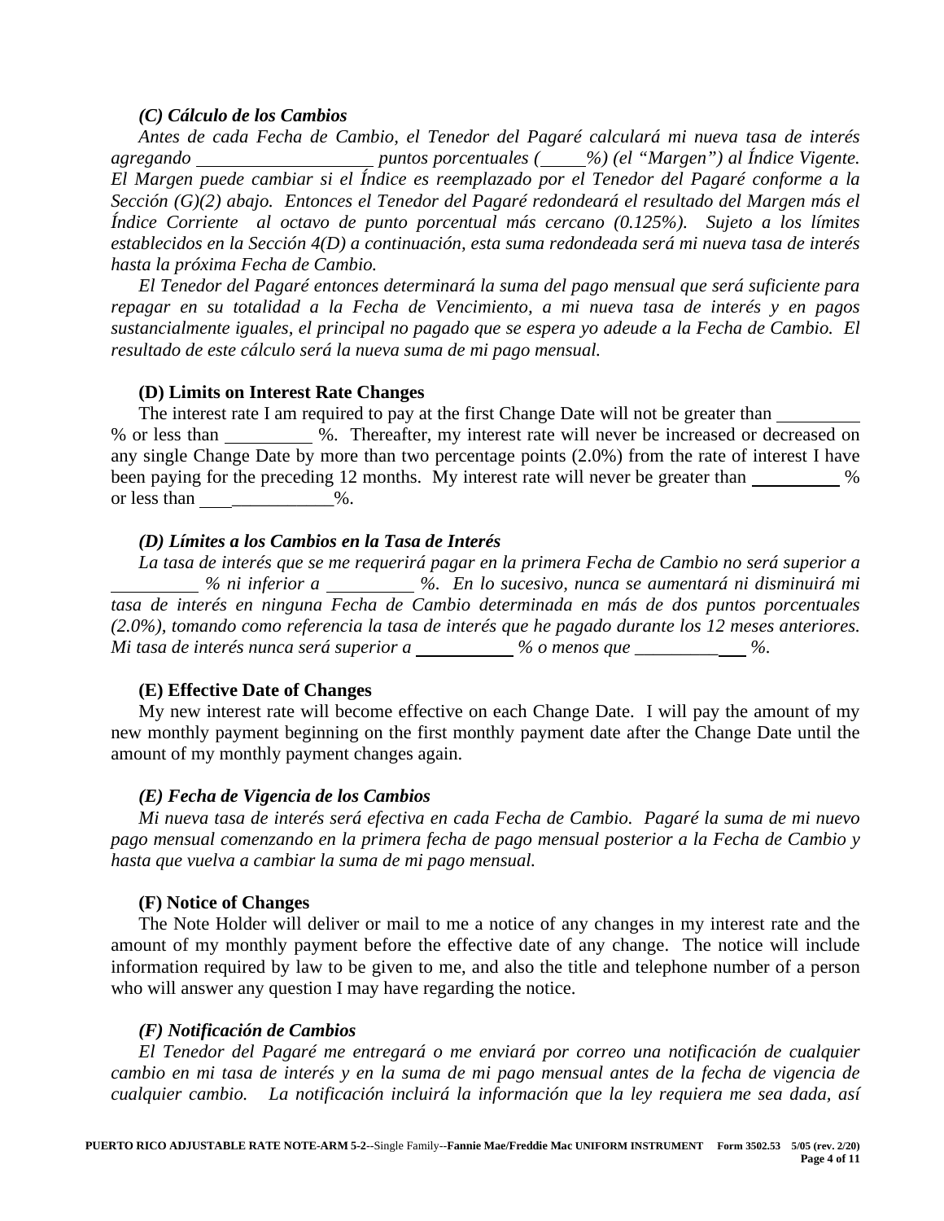***(C) Cálculo de los Cambios***

*Antes de cada Fecha de Cambio, el Tenedor del Pagaré calculará mi nueva tasa de interés agregando \_\_\_\_\_\_\_\_\_\_\_\_\_\_\_\_\_\_\_\_ puntos porcentuales (\_\_\_\_\_%) (el "Margen") al Índice Vigente. El Margen puede cambiar si el Índice es reemplazado por el Tenedor del Pagaré conforme a la Sección (G)(2) abajo. Entonces el Tenedor del Pagaré redondeará el resultado del Margen más el Índice Corriente al octavo de punto porcentual más cercano (0.125%). Sujeto a los límites establecidos en la Sección 4(D) a continuación, esta suma redondeada será mi nueva tasa de interés hasta la próxima Fecha de Cambio.*

*El Tenedor del Pagaré entonces determinará la suma del pago mensual que será suficiente para repagar en su totalidad a la Fecha de Vencimiento, a mi nueva tasa de interés y en pagos sustancialmente iguales, el principal no pagado que se espera yo adeude a la Fecha de Cambio. El resultado de este cálculo será la nueva suma de mi pago mensual.*

**(D) Limits on Interest Rate Changes**

The interest rate I am required to pay at the first Change Date will not be greater than \_\_\_\_\_\_\_\_\_\_ % or less than \_\_\_\_\_\_\_\_\_\_ %. Thereafter, my interest rate will never be increased or decreased on any single Change Date by more than two percentage points (2.0%) from the rate of interest I have been paying for the preceding 12 months. My interest rate will never be greater than \_\_\_\_\_\_\_\_\_\_ % or less than \_\_\_\_\_\_\_\_\_\_\_\_\_\_\_%.

***(D) Límites a los Cambios en la Tasa de Interés***

*La tasa de interés que se me requerirá pagar en la primera Fecha de Cambio no será superior a \_\_\_\_\_\_\_\_\_\_ % ni inferior a \_\_\_\_\_\_\_\_\_\_ %. En lo sucesivo, nunca se aumentará ni disminuirá mi tasa de interés en ninguna Fecha de Cambio determinada en más de dos puntos porcentuales (2.0%), tomando como referencia la tasa de interés que he pagado durante los 12 meses anteriores. Mi tasa de interés nunca será superior a \_\_\_\_\_\_\_\_\_\_\_\_ % o menos que \_\_\_\_\_\_\_\_\_\_\_\_\_ %.*

**(E) Effective Date of Changes**

My new interest rate will become effective on each Change Date. I will pay the amount of my new monthly payment beginning on the first monthly payment date after the Change Date until the amount of my monthly payment changes again.

***(E) Fecha de Vigencia de los Cambios***

*Mi nueva tasa de interés será efectiva en cada Fecha de Cambio. Pagaré la suma de mi nuevo pago mensual comenzando en la primera fecha de pago mensual posterior a la Fecha de Cambio y hasta que vuelva a cambiar la suma de mi pago mensual.*

**(F) Notice of Changes**

The Note Holder will deliver or mail to me a notice of any changes in my interest rate and the amount of my monthly payment before the effective date of any change. The notice will include information required by law to be given to me, and also the title and telephone number of a person who will answer any question I may have regarding the notice.

***(F) Notificación de Cambios***

*El Tenedor del Pagaré me entregará o me enviará por correo una notificación de cualquier cambio en mi tasa de interés y en la suma de mi pago mensual antes de la fecha de vigencia de cualquier cambio. La notificación incluirá la información que la ley requiera me sea dada, así*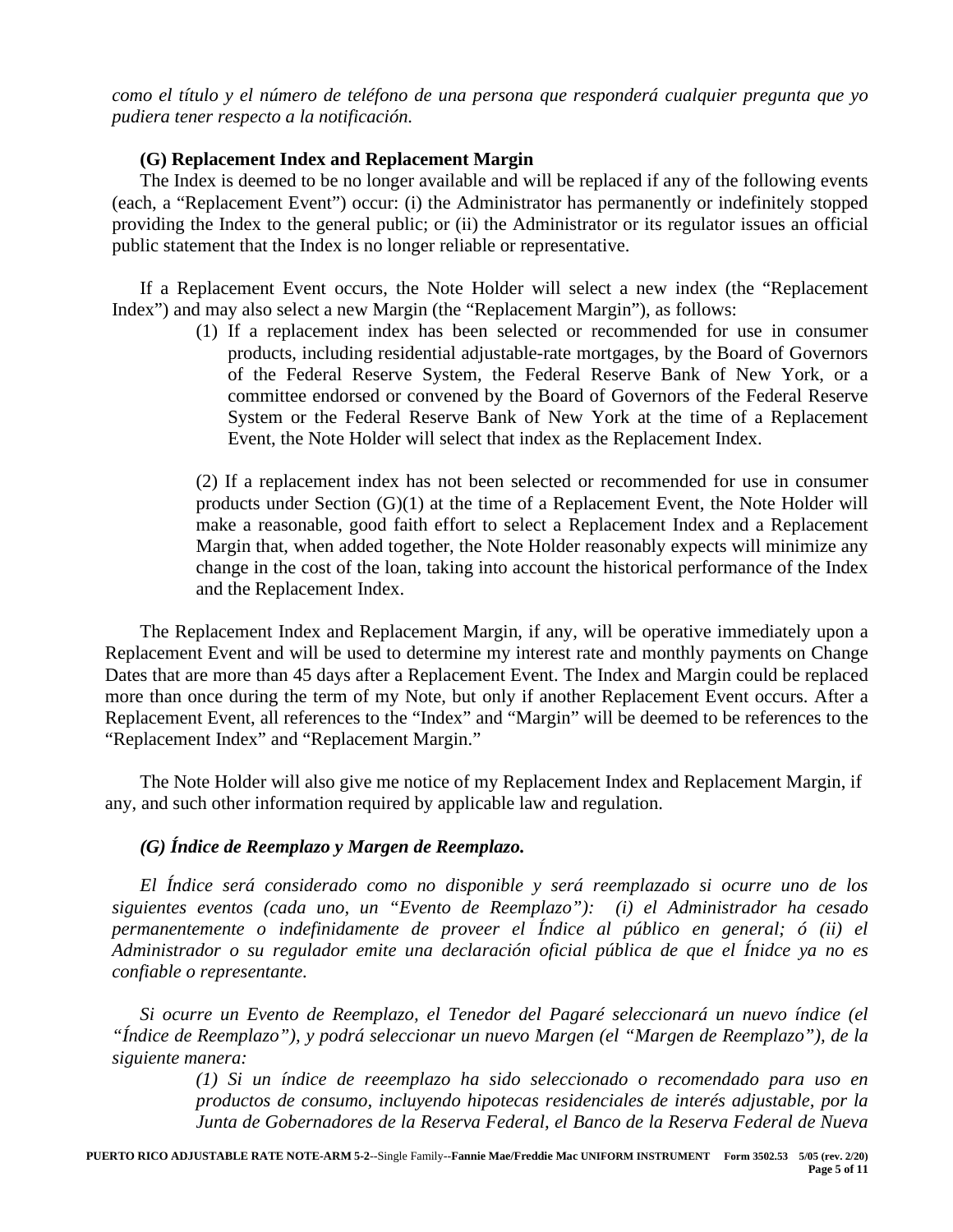*como el título y el número de teléfono de una persona que responderá cualquier pregunta que yo pudiera tener respecto a la notificación.*

**(G) Replacement Index and Replacement Margin**

The Index is deemed to be no longer available and will be replaced if any of the following events (each, a "Replacement Event") occur: (i) the Administrator has permanently or indefinitely stopped providing the Index to the general public; or (ii) the Administrator or its regulator issues an official public statement that the Index is no longer reliable or representative.

If a Replacement Event occurs, the Note Holder will select a new index (the "Replacement Index") and may also select a new Margin (the "Replacement Margin"), as follows:

(1) If a replacement index has been selected or recommended for use in consumer products, including residential adjustable-rate mortgages, by the Board of Governors of the Federal Reserve System, the Federal Reserve Bank of New York, or a committee endorsed or convened by the Board of Governors of the Federal Reserve System or the Federal Reserve Bank of New York at the time of a Replacement Event, the Note Holder will select that index as the Replacement Index.

(2) If a replacement index has not been selected or recommended for use in consumer products under Section (G)(1) at the time of a Replacement Event, the Note Holder will make a reasonable, good faith effort to select a Replacement Index and a Replacement Margin that, when added together, the Note Holder reasonably expects will minimize any change in the cost of the loan, taking into account the historical performance of the Index and the Replacement Index.

The Replacement Index and Replacement Margin, if any, will be operative immediately upon a Replacement Event and will be used to determine my interest rate and monthly payments on Change Dates that are more than 45 days after a Replacement Event. The Index and Margin could be replaced more than once during the term of my Note, but only if another Replacement Event occurs. After a Replacement Event, all references to the "Index" and "Margin" will be deemed to be references to the "Replacement Index" and "Replacement Margin."

The Note Holder will also give me notice of my Replacement Index and Replacement Margin, if any, and such other information required by applicable law and regulation.

***(G) Índice de Reemplazo y Margen de Reemplazo.***

*El Índice será considerado como no disponible y será reemplazado si ocurre uno de los siguientes eventos (cada uno, un "Evento de Reemplazo"): (i) el Administrador ha cesado permanentemente o indefinidamente de proveer el Índice al público en general; ó (ii) el Administrador o su regulador emite una declaración oficial pública de que el Ínidce ya no es confiable o representante.*

*Si ocurre un Evento de Reemplazo, el Tenedor del Pagaré seleccionará un nuevo índice (el "Índice de Reemplazo"), y podrá seleccionar un nuevo Margen (el "Margen de Reemplazo"), de la siguiente manera:*

*(1) Si un índice de reeemplazo ha sido seleccionado o recomendado para uso en productos de consumo, incluyendo hipotecas residenciales de interés adjustable, por la Junta de Gobernadores de la Reserva Federal, el Banco de la Reserva Federal de Nueva*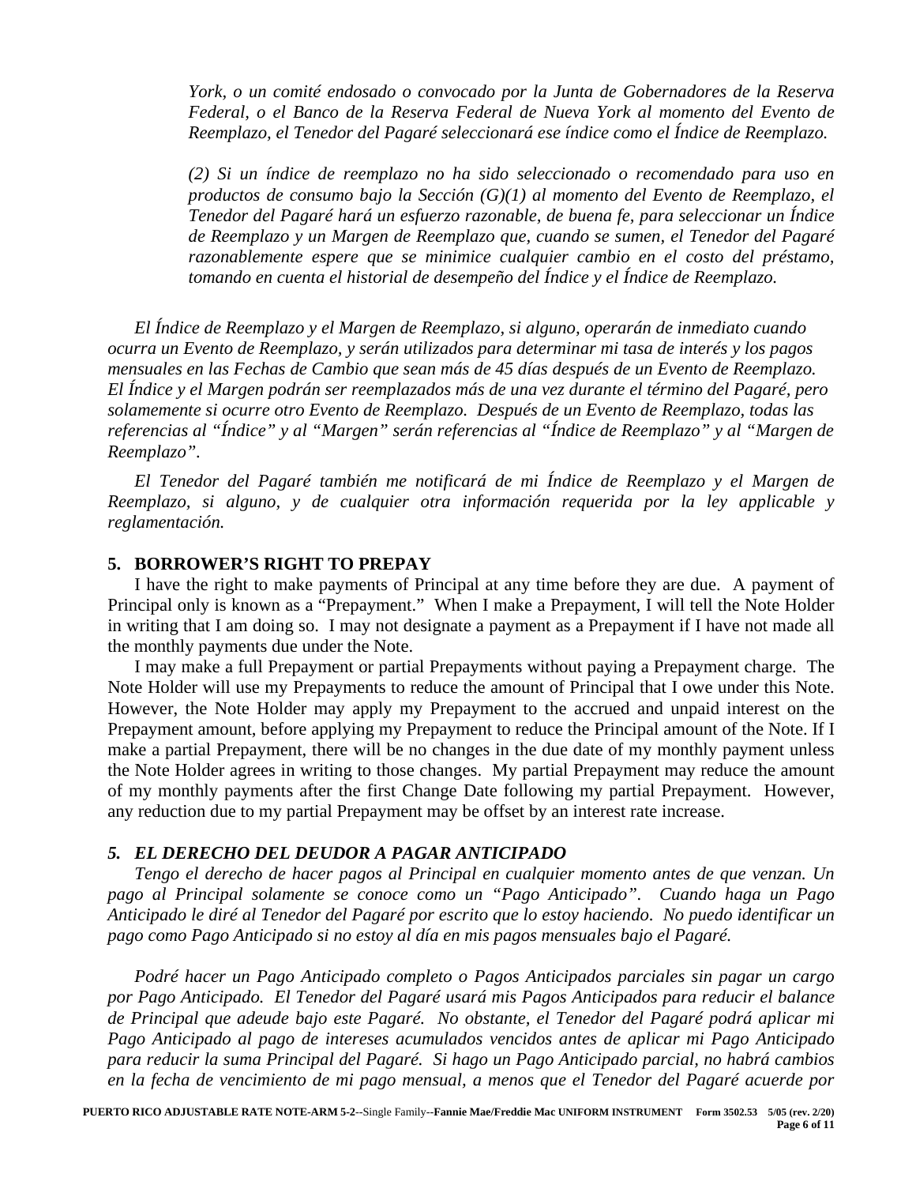*York, o un comité endosado o convocado por la Junta de Gobernadores de la Reserva Federal, o el Banco de la Reserva Federal de Nueva York al momento del Evento de Reemplazo, el Tenedor del Pagaré seleccionará ese índice como el Índice de Reemplazo.*

*(2) Si un índice de reemplazo no ha sido seleccionado o recomendado para uso en productos de consumo bajo la Sección (G)(1) al momento del Evento de Reemplazo, el Tenedor del Pagaré hará un esfuerzo razonable, de buena fe, para seleccionar un Índice de Reemplazo y un Margen de Reemplazo que, cuando se sumen, el Tenedor del Pagaré razonablemente espere que se minimice cualquier cambio en el costo del préstamo, tomando en cuenta el historial de desempeño del Índice y el Índice de Reemplazo.*

*El Índice de Reemplazo y el Margen de Reemplazo, si alguno, operarán de inmediato cuando ocurra un Evento de Reemplazo, y serán utilizados para determinar mi tasa de interés y los pagos mensuales en las Fechas de Cambio que sean más de 45 días después de un Evento de Reemplazo. El Índice y el Margen podrán ser reemplazados más de una vez durante el término del Pagaré, pero solamemente si ocurre otro Evento de Reemplazo. Después de un Evento de Reemplazo, todas las referencias al "Índice" y al "Margen" serán referencias al "Índice de Reemplazo" y al "Margen de Reemplazo".*

*El Tenedor del Pagaré también me notificará de mi Índice de Reemplazo y el Margen de Reemplazo, si alguno, y de cualquier otra información requerida por la ley applicable y reglamentación.*

**5. BORROWER'S RIGHT TO PREPAY**

I have the right to make payments of Principal at any time before they are due. A payment of Principal only is known as a "Prepayment." When I make a Prepayment, I will tell the Note Holder in writing that I am doing so. I may not designate a payment as a Prepayment if I have not made all the monthly payments due under the Note.

I may make a full Prepayment or partial Prepayments without paying a Prepayment charge. The Note Holder will use my Prepayments to reduce the amount of Principal that I owe under this Note. However, the Note Holder may apply my Prepayment to the accrued and unpaid interest on the Prepayment amount, before applying my Prepayment to reduce the Principal amount of the Note. If I make a partial Prepayment, there will be no changes in the due date of my monthly payment unless the Note Holder agrees in writing to those changes. My partial Prepayment may reduce the amount of my monthly payments after the first Change Date following my partial Prepayment. However, any reduction due to my partial Prepayment may be offset by an interest rate increase.

***5. EL DERECHO DEL DEUDOR A PAGAR ANTICIPADO***

*Tengo el derecho de hacer pagos al Principal en cualquier momento antes de que venzan. Un pago al Principal solamente se conoce como un "Pago Anticipado". Cuando haga un Pago Anticipado le diré al Tenedor del Pagaré por escrito que lo estoy haciendo. No puedo identificar un pago como Pago Anticipado si no estoy al día en mis pagos mensuales bajo el Pagaré.*

*Podré hacer un Pago Anticipado completo o Pagos Anticipados parciales sin pagar un cargo por Pago Anticipado. El Tenedor del Pagaré usará mis Pagos Anticipados para reducir el balance de Principal que adeude bajo este Pagaré. No obstante, el Tenedor del Pagaré podrá aplicar mi Pago Anticipado al pago de intereses acumulados vencidos antes de aplicar mi Pago Anticipado para reducir la suma Principal del Pagaré. Si hago un Pago Anticipado parcial, no habrá cambios en la fecha de vencimiento de mi pago mensual, a menos que el Tenedor del Pagaré acuerde por*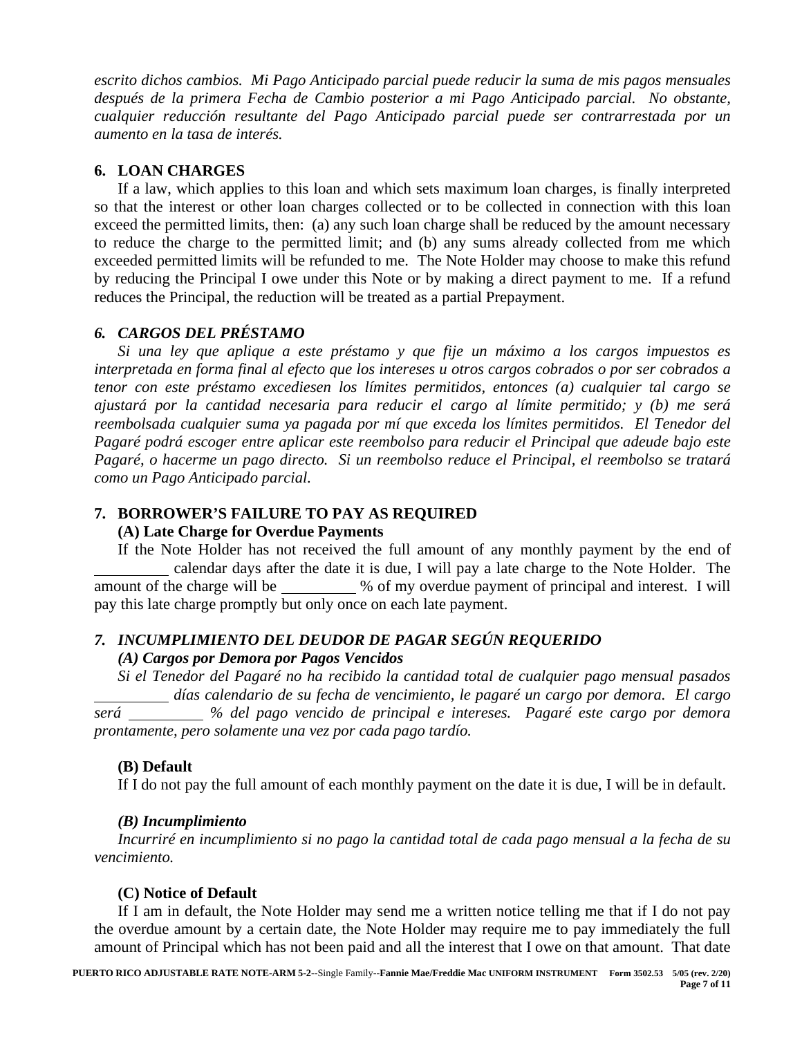*escrito dichos cambios. Mi Pago Anticipado parcial puede reducir la suma de mis pagos mensuales después de la primera Fecha de Cambio posterior a mi Pago Anticipado parcial. No obstante, cualquier reducción resultante del Pago Anticipado parcial puede ser contrarrestada por un aumento en la tasa de interés.*

**6. LOAN CHARGES**

If a law, which applies to this loan and which sets maximum loan charges, is finally interpreted so that the interest or other loan charges collected or to be collected in connection with this loan exceed the permitted limits, then: (a) any such loan charge shall be reduced by the amount necessary to reduce the charge to the permitted limit; and (b) any sums already collected from me which exceeded permitted limits will be refunded to me. The Note Holder may choose to make this refund by reducing the Principal I owe under this Note or by making a direct payment to me. If a refund reduces the Principal, the reduction will be treated as a partial Prepayment.

***6. CARGOS DEL PRÉSTAMO***

*Si una ley que aplique a este préstamo y que fije un máximo a los cargos impuestos es interpretada en forma final al efecto que los intereses u otros cargos cobrados o por ser cobrados a tenor con este préstamo excediesen los límites permitidos, entonces (a) cualquier tal cargo se ajustará por la cantidad necesaria para reducir el cargo al límite permitido; y (b) me será reembolsada cualquier suma ya pagada por mí que exceda los límites permitidos. El Tenedor del Pagaré podrá escoger entre aplicar este reembolso para reducir el Principal que adeude bajo este Pagaré, o hacerme un pago directo. Si un reembolso reduce el Principal, el reembolso se tratará como un Pago Anticipado parcial.*

**7. BORROWER'S FAILURE TO PAY AS REQUIRED**

**(A) Late Charge for Overdue Payments**

If the Note Holder has not received the full amount of any monthly payment by the end of __________ calendar days after the date it is due, I will pay a late charge to the Note Holder. The amount of the charge will be __________ % of my overdue payment of principal and interest. I will pay this late charge promptly but only once on each late payment.

***7. INCUMPLIMIENTO DEL DEUDOR DE PAGAR SEGÚN REQUERIDO***

***(A) Cargos por Demora por Pagos Vencidos***

*Si el Tenedor del Pagaré no ha recibido la cantidad total de cualquier pago mensual pasados __________ días calendario de su fecha de vencimiento, le pagaré un cargo por demora. El cargo será __________ % del pago vencido de principal e intereses. Pagaré este cargo por demora prontamente, pero solamente una vez por cada pago tardío.*

**(B) Default**

If I do not pay the full amount of each monthly payment on the date it is due, I will be in default.

***(B) Incumplimiento***

*Incurriré en incumplimiento si no pago la cantidad total de cada pago mensual a la fecha de su vencimiento.*

**(C) Notice of Default**

If I am in default, the Note Holder may send me a written notice telling me that if I do not pay the overdue amount by a certain date, the Note Holder may require me to pay immediately the full amount of Principal which has not been paid and all the interest that I owe on that amount. That date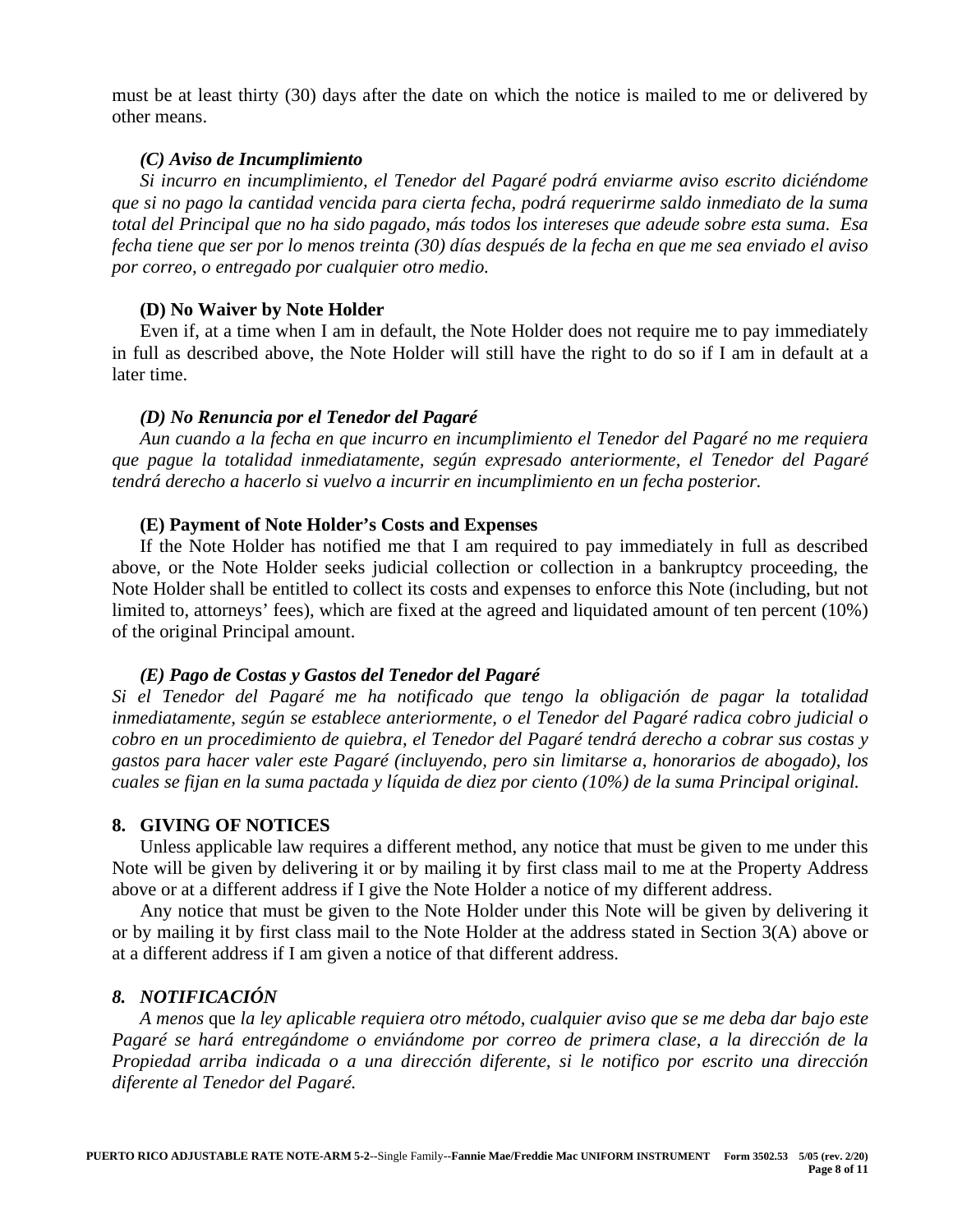must be at least thirty (30) days after the date on which the notice is mailed to me or delivered by other means.

***(C) Aviso de Incumplimiento***

*Si incurro en incumplimiento, el Tenedor del Pagaré podrá enviarme aviso escrito diciéndome que si no pago la cantidad vencida para cierta fecha, podrá requerirme saldo inmediato de la suma total del Principal que no ha sido pagado, más todos los intereses que adeude sobre esta suma. Esa fecha tiene que ser por lo menos treinta (30) días después de la fecha en que me sea enviado el aviso por correo, o entregado por cualquier otro medio.*

**(D) No Waiver by Note Holder**

Even if, at a time when I am in default, the Note Holder does not require me to pay immediately in full as described above, the Note Holder will still have the right to do so if I am in default at a later time.

***(D) No Renuncia por el Tenedor del Pagaré***

*Aun cuando a la fecha en que incurro en incumplimiento el Tenedor del Pagaré no me requiera que pague la totalidad inmediatamente, según expresado anteriormente, el Tenedor del Pagaré tendrá derecho a hacerlo si vuelvo a incurrir en incumplimiento en un fecha posterior.*

**(E) Payment of Note Holder's Costs and Expenses**

If the Note Holder has notified me that I am required to pay immediately in full as described above, or the Note Holder seeks judicial collection or collection in a bankruptcy proceeding, the Note Holder shall be entitled to collect its costs and expenses to enforce this Note (including, but not limited to, attorneys' fees), which are fixed at the agreed and liquidated amount of ten percent (10%) of the original Principal amount.

***(E) Pago de Costas y Gastos del Tenedor del Pagaré***

*Si el Tenedor del Pagaré me ha notificado que tengo la obligación de pagar la totalidad inmediatamente, según se establece anteriormente, o el Tenedor del Pagaré radica cobro judicial o cobro en un procedimiento de quiebra, el Tenedor del Pagaré tendrá derecho a cobrar sus costas y gastos para hacer valer este Pagaré (incluyendo, pero sin limitarse a, honorarios de abogado), los cuales se fijan en la suma pactada y líquida de diez por ciento (10%) de la suma Principal original.*

## 8. GIVING OF NOTICES

Unless applicable law requires a different method, any notice that must be given to me under this Note will be given by delivering it or by mailing it by first class mail to me at the Property Address above or at a different address if I give the Note Holder a notice of my different address.

Any notice that must be given to the Note Holder under this Note will be given by delivering it or by mailing it by first class mail to the Note Holder at the address stated in Section 3(A) above or at a different address if I am given a notice of that different address.

## *8. NOTIFICACIÓN*

*A menos* que *la ley aplicable requiera otro método, cualquier aviso que se me deba dar bajo este Pagaré se hará entregándome o enviándome por correo de primera clase, a la dirección de la Propiedad arriba indicada o a una dirección diferente, si le notifico por escrito una dirección diferente al Tenedor del Pagaré.*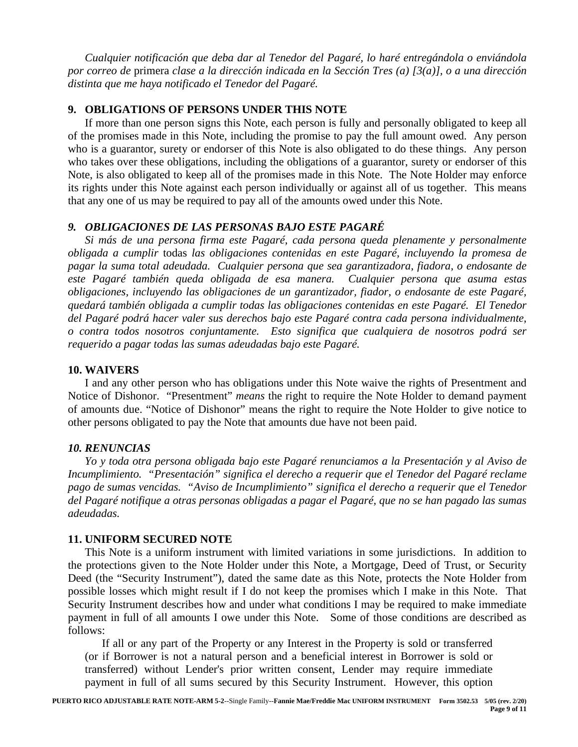*Cualquier notificación que deba dar al Tenedor del Pagaré, lo haré entregándola o enviándola por correo de* primera *clase a la dirección indicada en la Sección Tres (a) [3(a)], o a una dirección distinta que me haya notificado el Tenedor del Pagaré.*

## 9. OBLIGATIONS OF PERSONS UNDER THIS NOTE

If more than one person signs this Note, each person is fully and personally obligated to keep all of the promises made in this Note, including the promise to pay the full amount owed. Any person who is a guarantor, surety or endorser of this Note is also obligated to do these things. Any person who takes over these obligations, including the obligations of a guarantor, surety or endorser of this Note, is also obligated to keep all of the promises made in this Note. The Note Holder may enforce its rights under this Note against each person individually or against all of us together. This means that any one of us may be required to pay all of the amounts owed under this Note.

## *9. OBLIGACIONES DE LAS PERSONAS BAJO ESTE PAGARÉ*

*Si más de una persona firma este Pagaré, cada persona queda plenamente y personalmente obligada a cumplir* todas *las obligaciones contenidas en este Pagaré, incluyendo la promesa de pagar la suma total adeudada. Cualquier persona que sea garantizadora, fiadora, o endosante de este Pagaré también queda obligada de esa manera. Cualquier persona que asuma estas obligaciones, incluyendo las obligaciones de un garantizador, fiador, o endosante de este Pagaré, quedará también obligada a cumplir todas las obligaciones contenidas en este Pagaré. El Tenedor del Pagaré podrá hacer valer sus derechos bajo este Pagaré contra cada persona individualmente, o contra todos nosotros conjuntamente. Esto significa que cualquiera de nosotros podrá ser requerido a pagar todas las sumas adeudadas bajo este Pagaré.*

## 10. WAIVERS

I and any other person who has obligations under this Note waive the rights of Presentment and Notice of Dishonor. "Presentment" *means* the right to require the Note Holder to demand payment of amounts due. "Notice of Dishonor" means the right to require the Note Holder to give notice to other persons obligated to pay the Note that amounts due have not been paid.

## *10. RENUNCIAS*

*Yo y toda otra persona obligada bajo este Pagaré renunciamos a la Presentación y al Aviso de Incumplimiento. "Presentación" significa el derecho a requerir que el Tenedor del Pagaré reclame pago de sumas vencidas. "Aviso de Incumplimiento" significa el derecho a requerir que el Tenedor del Pagaré notifique a otras personas obligadas a pagar el Pagaré, que no se han pagado las sumas adeudadas.*

## 11. UNIFORM SECURED NOTE

This Note is a uniform instrument with limited variations in some jurisdictions. In addition to the protections given to the Note Holder under this Note, a Mortgage, Deed of Trust, or Security Deed (the "Security Instrument"), dated the same date as this Note, protects the Note Holder from possible losses which might result if I do not keep the promises which I make in this Note. That Security Instrument describes how and under what conditions I may be required to make immediate payment in full of all amounts I owe under this Note. Some of those conditions are described as follows:

> If all or any part of the Property or any Interest in the Property is sold or transferred (or if Borrower is not a natural person and a beneficial interest in Borrower is sold or transferred) without Lender's prior written consent, Lender may require immediate payment in full of all sums secured by this Security Instrument. However, this option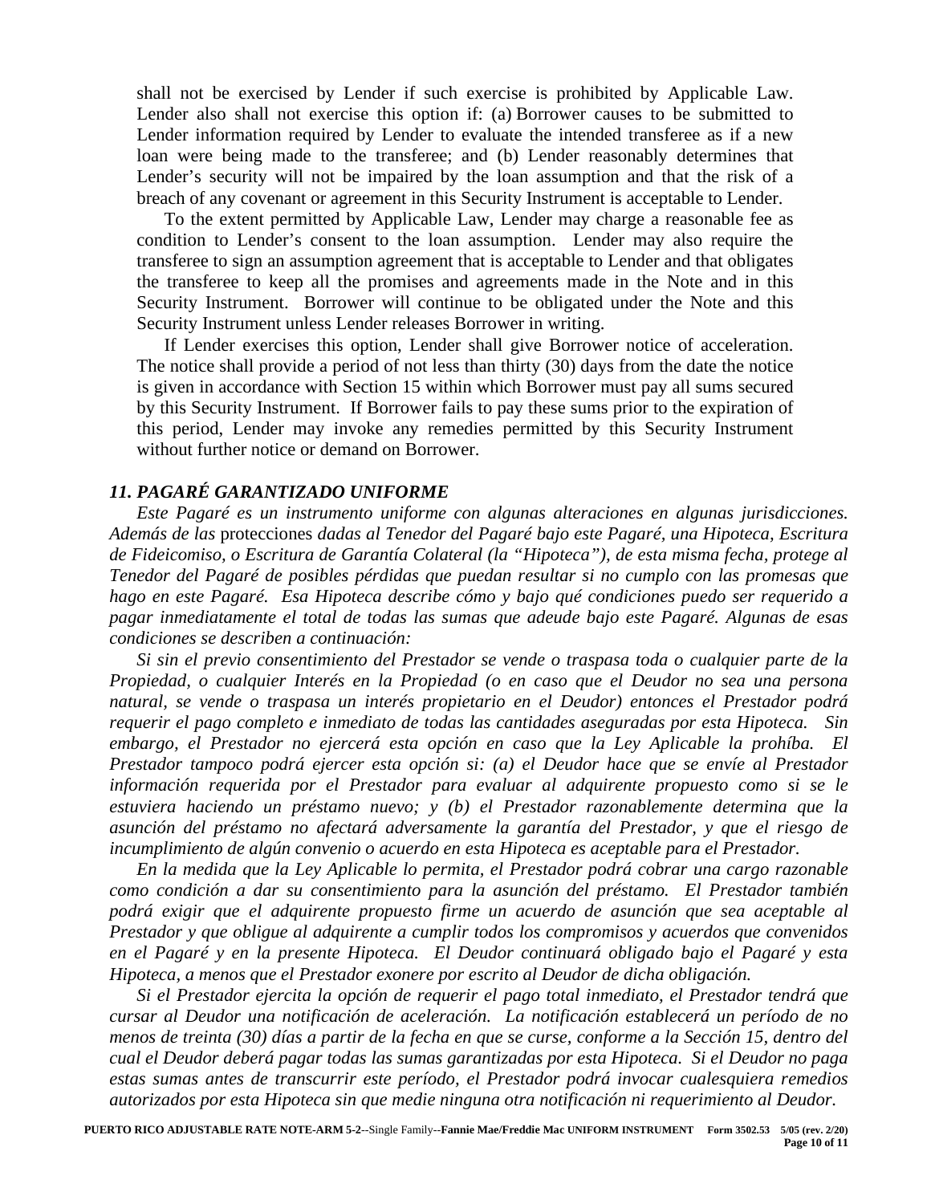shall not be exercised by Lender if such exercise is prohibited by Applicable Law. Lender also shall not exercise this option if: (a) Borrower causes to be submitted to Lender information required by Lender to evaluate the intended transferee as if a new loan were being made to the transferee; and (b) Lender reasonably determines that Lender's security will not be impaired by the loan assumption and that the risk of a breach of any covenant or agreement in this Security Instrument is acceptable to Lender.

To the extent permitted by Applicable Law, Lender may charge a reasonable fee as condition to Lender's consent to the loan assumption. Lender may also require the transferee to sign an assumption agreement that is acceptable to Lender and that obligates the transferee to keep all the promises and agreements made in the Note and in this Security Instrument. Borrower will continue to be obligated under the Note and this Security Instrument unless Lender releases Borrower in writing.

If Lender exercises this option, Lender shall give Borrower notice of acceleration. The notice shall provide a period of not less than thirty (30) days from the date the notice is given in accordance with Section 15 within which Borrower must pay all sums secured by this Security Instrument. If Borrower fails to pay these sums prior to the expiration of this period, Lender may invoke any remedies permitted by this Security Instrument without further notice or demand on Borrower.

### *11. PAGARÉ GARANTIZADO UNIFORME*

*Este Pagaré es un instrumento uniforme con algunas alteraciones en algunas jurisdicciones. Además de las* protecciones *dadas al Tenedor del Pagaré bajo este Pagaré, una Hipoteca, Escritura de Fideicomiso, o Escritura de Garantía Colateral (la "Hipoteca"), de esta misma fecha, protege al Tenedor del Pagaré de posibles pérdidas que puedan resultar si no cumplo con las promesas que hago en este Pagaré. Esa Hipoteca describe cómo y bajo qué condiciones puedo ser requerido a pagar inmediatamente el total de todas las sumas que adeude bajo este Pagaré. Algunas de esas condiciones se describen a continuación:*

*Si sin el previo consentimiento del Prestador se vende o traspasa toda o cualquier parte de la Propiedad, o cualquier Interés en la Propiedad (o en caso que el Deudor no sea una persona natural, se vende o traspasa un interés propietario en el Deudor) entonces el Prestador podrá requerir el pago completo e inmediato de todas las cantidades aseguradas por esta Hipoteca. Sin embargo, el Prestador no ejercerá esta opción en caso que la Ley Aplicable la prohíba. El Prestador tampoco podrá ejercer esta opción si: (a) el Deudor hace que se envíe al Prestador información requerida por el Prestador para evaluar al adquirente propuesto como si se le estuviera haciendo un préstamo nuevo; y (b) el Prestador razonablemente determina que la asunción del préstamo no afectará adversamente la garantía del Prestador, y que el riesgo de incumplimiento de algún convenio o acuerdo en esta Hipoteca es aceptable para el Prestador.*

*En la medida que la Ley Aplicable lo permita, el Prestador podrá cobrar una cargo razonable como condición a dar su consentimiento para la asunción del préstamo. El Prestador también podrá exigir que el adquirente propuesto firme un acuerdo de asunción que sea aceptable al Prestador y que oblige al adquirente a cumplir todos los compromisos y acuerdos que convenidos en el Pagaré y en la presente Hipoteca. El Deudor continuará obligado bajo el Pagaré y esta Hipoteca, a menos que el Prestador exonere por escrito al Deudor de dicha obligación.*

*Si el Prestador ejercita la opción de requerir el pago total inmediato, el Prestador tendrá que cursar al Deudor una notificación de aceleración. La notificación establecerá un período de no menos de treinta (30) días a partir de la fecha en que se curse, conforme a la Sección 15, dentro del cual el Deudor deberá pagar todas las sumas garantizadas por esta Hipoteca. Si el Deudor no paga estas sumas antes de transcurrir este período, el Prestador podrá invocar cualesquiera remedios autorizados por esta Hipoteca sin que medie ninguna otra notificación ni requerimiento al Deudor.*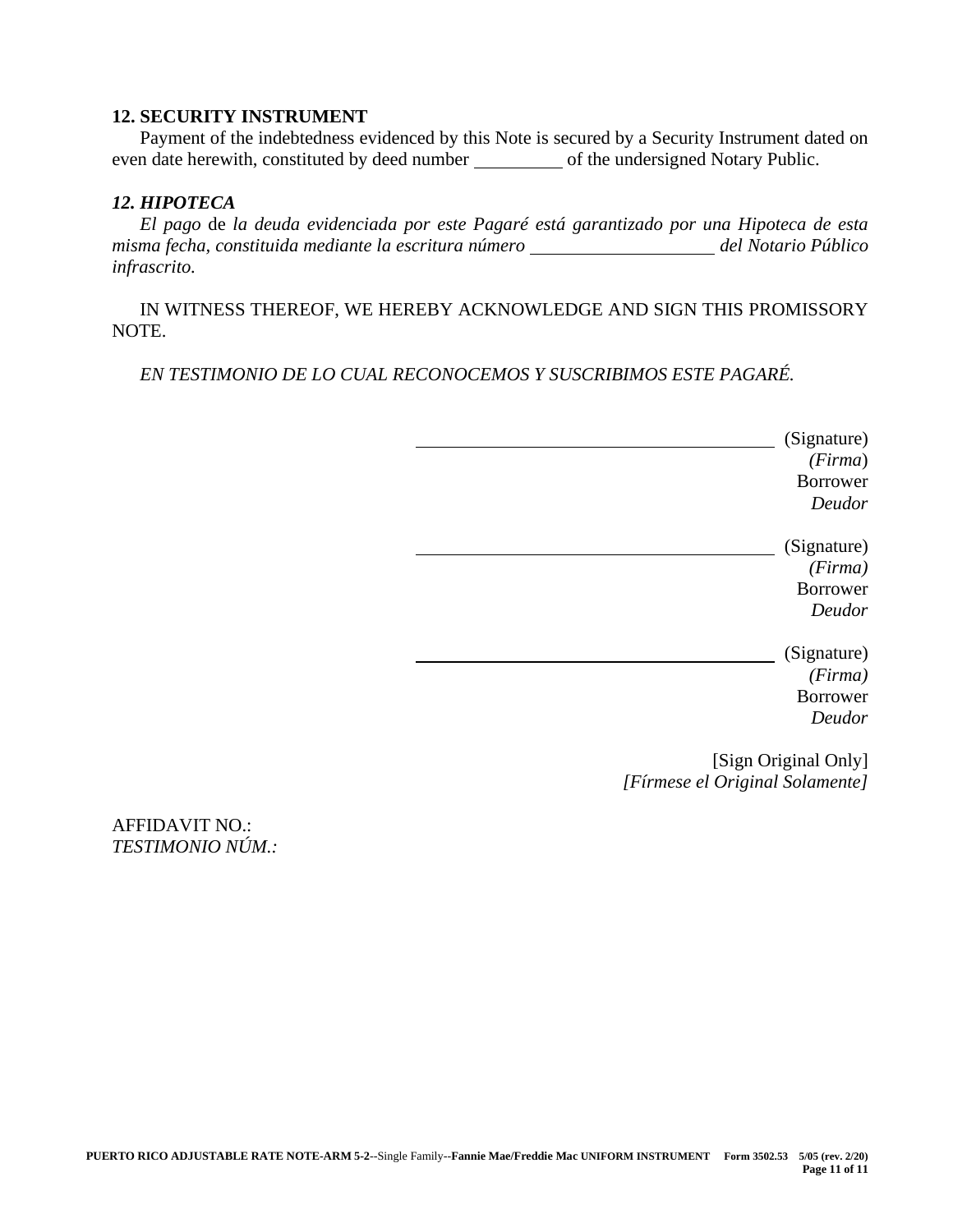**12. SECURITY INSTRUMENT**

Payment of the indebtedness evidenced by this Note is secured by a Security Instrument dated on even date herewith, constituted by deed number __________ of the undersigned Notary Public.

***12. HIPOTECA***

*El pago* de *la deuda evidenciada por este Pagaré está garantizado por una Hipoteca de esta misma fecha, constituida mediante la escritura número ____________________ del Notario Público infrascrito.*

IN WITNESS THEREOF, WE HEREBY ACKNOWLEDGE AND SIGN THIS PROMISSORY NOTE.

*EN TESTIMONIO DE LO CUAL RECONOCEMOS Y SUSCRIBIMOS ESTE PAGARÉ.*

________________________________________ (Signature)
*(Firma)*
Borrower
*Deudor*

________________________________________ (Signature)
*(Firma)*
Borrower
*Deudor*

________________________________________ (Signature)
*(Firma)*
Borrower
*Deudor*

[Sign Original Only]
*[Fírmese el Original Solamente]*

AFFIDAVIT NO.:
*TESTIMONIO NÚM.:*